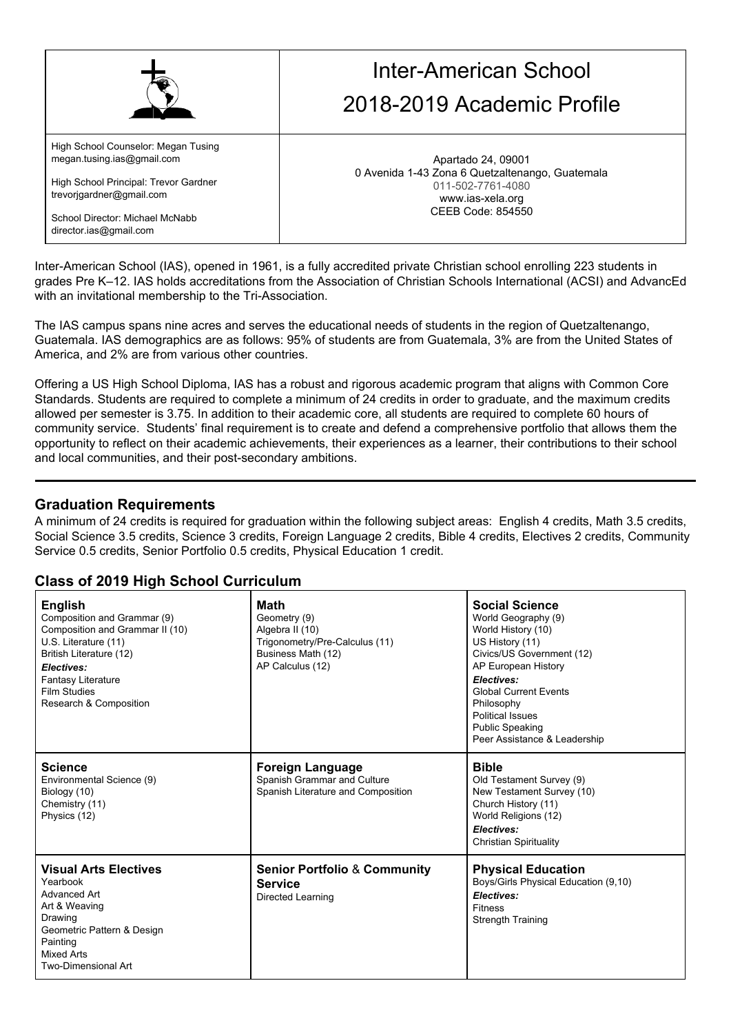# Inter-American School

## 2018-2019 Academic Profile

High School Counselor: Megan Tusing
megan.tusing.ias@gmail.com

High School Principal: Trevor Gardner
trevorjgardner@gmail.com

School Director: Michael McNabb
director.ias@gmail.com

Apartado 24, 09001
0 Avenida 1-43 Zona 6 Quetzaltenango, Guatemala
011-502-7761-4080
www.ias-xela.org
CEEB Code: 854550

Inter-American School (IAS), opened in 1961, is a fully accredited private Christian school enrolling 223 students in grades Pre K–12. IAS holds accreditations from the Association of Christian Schools International (ACSI) and AdvancEd with an invitational membership to the Tri-Association.

The IAS campus spans nine acres and serves the educational needs of students in the region of Quetzaltenango, Guatemala. IAS demographics are as follows: 95% of students are from Guatemala, 3% are from the United States of America, and 2% are from various other countries.

Offering a US High School Diploma, IAS has a robust and rigorous academic program that aligns with Common Core Standards. Students are required to complete a minimum of 24 credits in order to graduate, and the maximum credits allowed per semester is 3.75. In addition to their academic core, all students are required to complete 60 hours of community service. Students' final requirement is to create and defend a comprehensive portfolio that allows them the opportunity to reflect on their academic achievements, their experiences as a learner, their contributions to their school and local communities, and their post-secondary ambitions.

---

## Graduation Requirements

A minimum of 24 credits is required for graduation within the following subject areas: English 4 credits, Math 3.5 credits, Social Science 3.5 credits, Science 3 credits, Foreign Language 2 credits, Bible 4 credits, Electives 2 credits, Community Service 0.5 credits, Senior Portfolio 0.5 credits, Physical Education 1 credit.

## Class of 2019 High School Curriculum

| **English** | **Math** | **Social Science** |
|---|---|---|
| Composition and Grammar (9)<br>Composition and Grammar II (10)<br>U.S. Literature (11)<br>British Literature (12)<br>***Electives:***<br>Fantasy Literature<br>Film Studies<br>Research & Composition | Geometry (9)<br>Algebra II (10)<br>Trigonometry/Pre-Calculus (11)<br>Business Math (12)<br>AP Calculus (12) | World Geography (9)<br>World History (10)<br>US History (11)<br>Civics/US Government (12)<br>AP European History<br>***Electives:***<br>Global Current Events<br>Philosophy<br>Political Issues<br>Public Speaking<br>Peer Assistance & Leadership |
| **Science** | **Foreign Language** | **Bible** |
| Environmental Science (9)<br>Biology (10)<br>Chemistry (11)<br>Physics (12) | Spanish Grammar and Culture<br>Spanish Literature and Composition | Old Testament Survey (9)<br>New Testament Survey (10)<br>Church History (11)<br>World Religions (12)<br>***Electives:***<br>Christian Spirituality |
| **Visual Arts Electives** | **Senior Portfolio & Community Service** | **Physical Education** |
| Yearbook<br>Advanced Art<br>Art & Weaving<br>Drawing<br>Geometric Pattern & Design<br>Painting<br>Mixed Arts<br>Two-Dimensional Art | Directed Learning | Boys/Girls Physical Education (9,10)<br>***Electives:***<br>Fitness<br>Strength Training |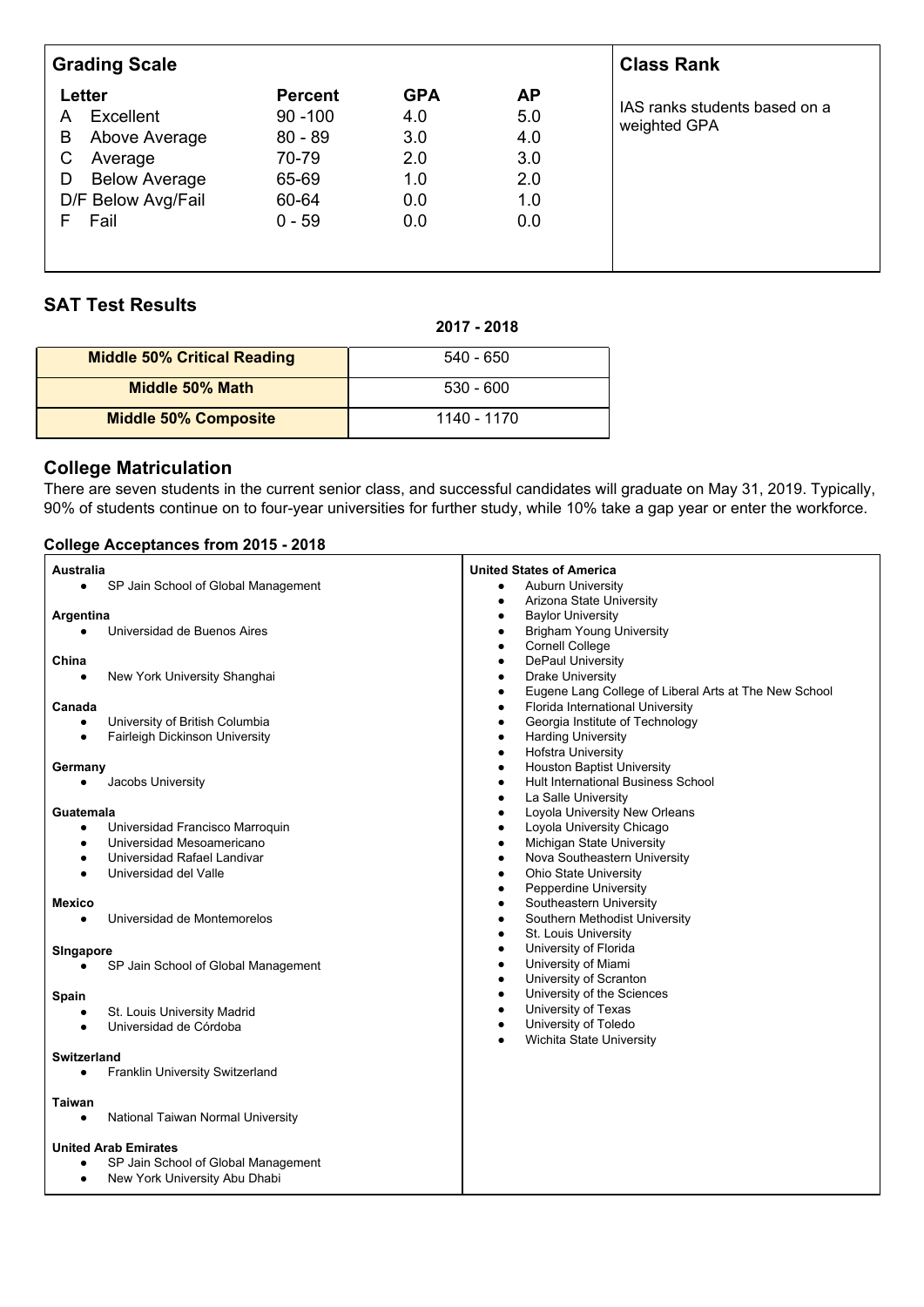## Grading Scale

| Letter | Percent | GPA | AP |
|---|---|---|---|
| A Excellent | 90 -100 | 4.0 | 5.0 |
| B Above Average | 80 - 89 | 3.0 | 4.0 |
| C Average | 70-79 | 2.0 | 3.0 |
| D Below Average | 65-69 | 1.0 | 2.0 |
| D/F Below Avg/Fail | 60-64 | 0.0 | 1.0 |
| F Fail | 0 - 59 | 0.0 | 0.0 |

## Class Rank

IAS ranks students based on a weighted GPA

## SAT Test Results

| | 2017 - 2018 |
|---|---|
| **Middle 50% Critical Reading** | 540 - 650 |
| **Middle 50% Math** | 530 - 600 |
| **Middle 50% Composite** | 1140 - 1170 |

## College Matriculation

There are seven students in the current senior class, and successful candidates will graduate on May 31, 2019. Typically, 90% of students continue on to four-year universities for further study, while 10% take a gap year or enter the workforce.

### College Acceptances from 2015 - 2018

**Australia**
- SP Jain School of Global Management

**Argentina**
- Universidad de Buenos Aires

**China**
- New York University Shanghai

**Canada**
- University of British Columbia
- Fairleigh Dickinson University

**Germany**
- Jacobs University

**Guatemala**
- Universidad Francisco Marroquin
- Universidad Mesoamericano
- Universidad Rafael Landivar
- Universidad del Valle

**Mexico**
- Universidad de Montemorelos

**SIngapore**
- SP Jain School of Global Management

**Spain**
- St. Louis University Madrid
- Universidad de Córdoba

**Switzerland**
- Franklin University Switzerland

**Taiwan**
- National Taiwan Normal University

**United Arab Emirates**
- SP Jain School of Global Management
- New York University Abu Dhabi

**United States of America**
- Auburn University
- Arizona State University
- Baylor University
- Brigham Young University
- Cornell College
- DePaul University
- Drake University
- Eugene Lang College of Liberal Arts at The New School
- Florida International University
- Georgia Institute of Technology
- Harding University
- Hofstra University
- Houston Baptist University
- Hult International Business School
- La Salle University
- Loyola University New Orleans
- Loyola University Chicago
- Michigan State University
- Nova Southeastern University
- Ohio State University
- Pepperdine University
- Southeastern University
- Southern Methodist University
- St. Louis University
- University of Florida
- University of Miami
- University of Scranton
- University of the Sciences
- University of Texas
- University of Toledo
- Wichita State University